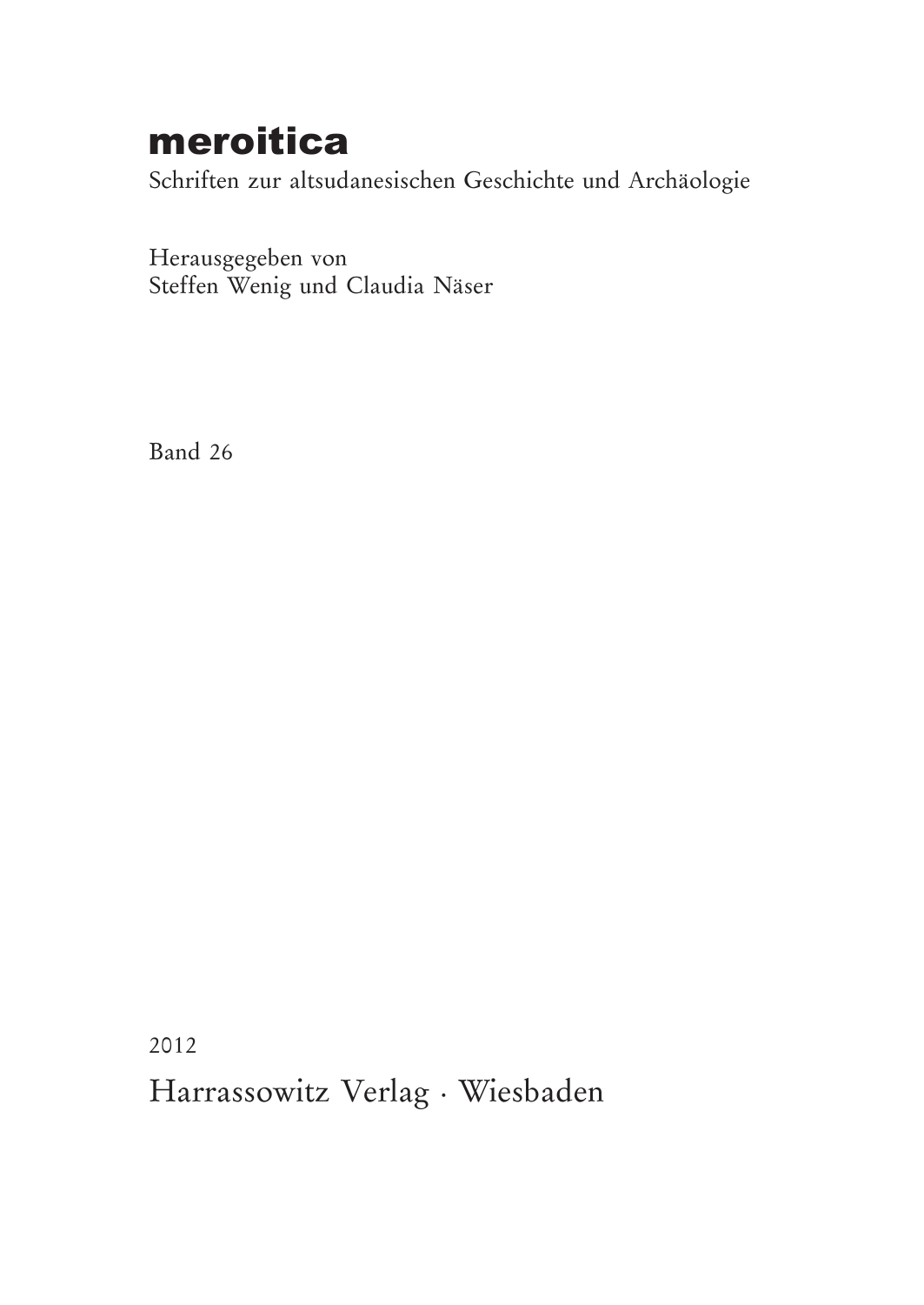# meroitica

Schriften zur altsudanesischen Geschichte und Archäologie

Herausgegeben von
Steffen Wenig und Claudia Näser

Band 26

2012

Harrassowitz Verlag · Wiesbaden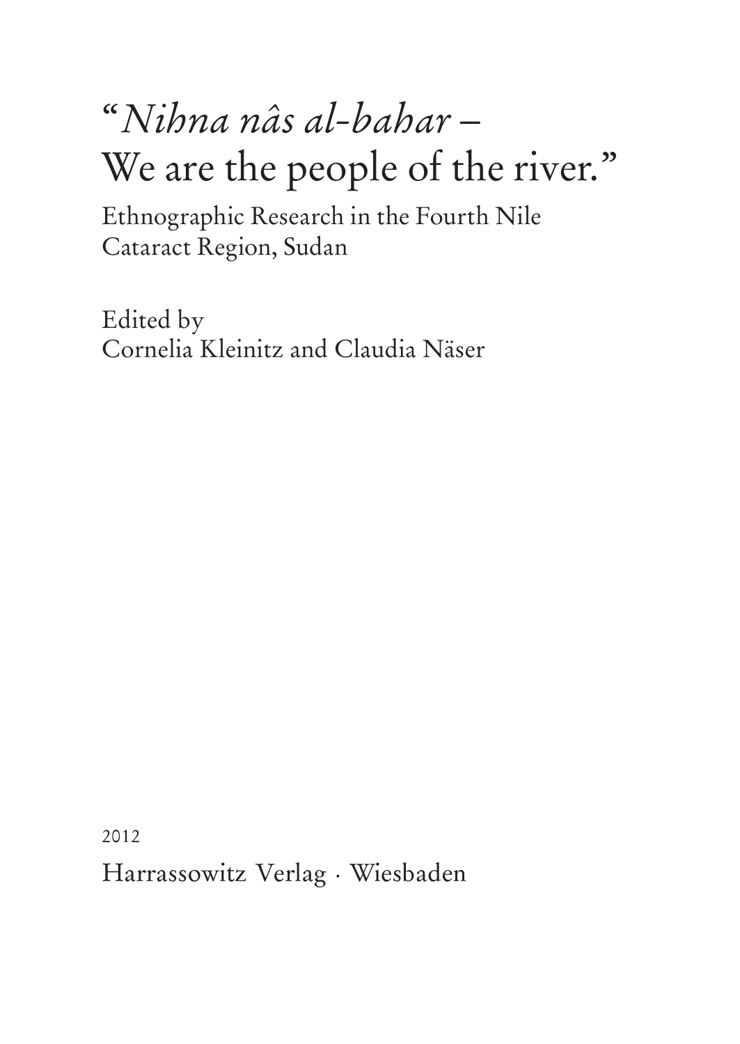# "*Nihna nâs al-bahar* – We are the people of the river."

Ethnographic Research in the Fourth Nile Cataract Region, Sudan

Edited by
Cornelia Kleinitz and Claudia Näser

2012

Harrassowitz Verlag · Wiesbaden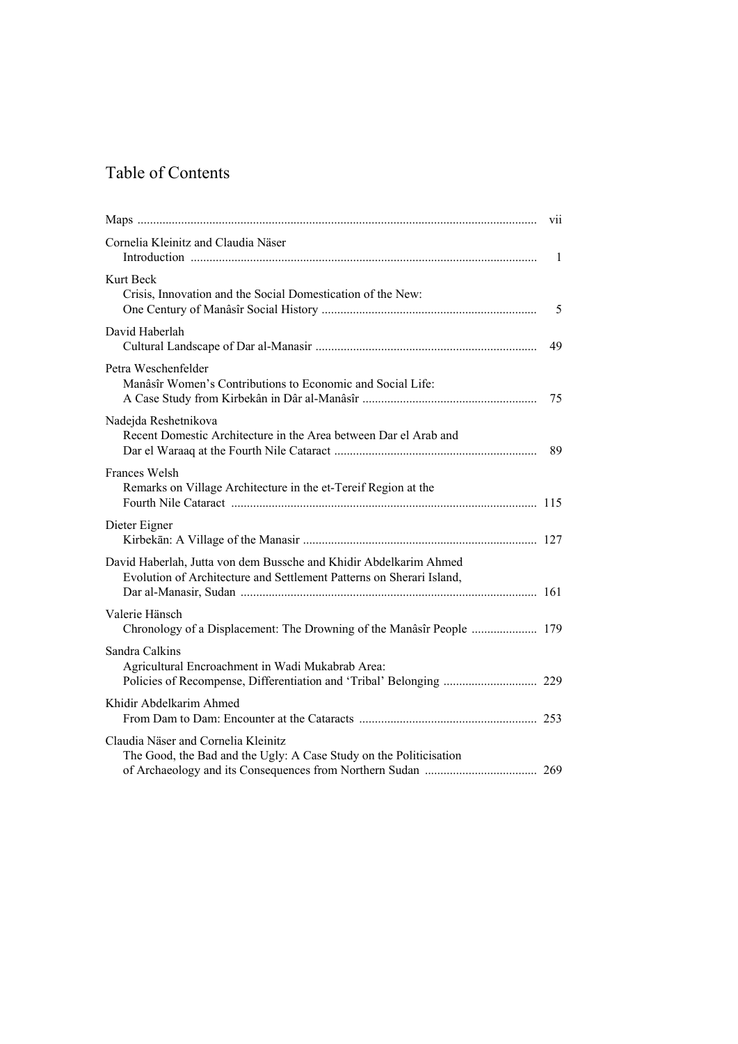# Table of Contents

Maps ............................................................................................................................. vii

Cornelia Kleinitz and Claudia Näser
Introduction ............................................................................................................. 1

Kurt Beck
Crisis, Innovation and the Social Domestication of the New:
One Century of Manâsîr Social History .................................................................... 5

David Haberlah
Cultural Landscape of Dar al-Manasir ...................................................................... 49

Petra Weschenfelder
Manâsîr Women's Contributions to Economic and Social Life:
A Case Study from Kirbekân in Dâr al-Manâsîr ....................................................... 75

Nadejda Reshetnikova
Recent Domestic Architecture in the Area between Dar el Arab and
Dar el Waraaq at the Fourth Nile Cataract ................................................................ 89

Frances Welsh
Remarks on Village Architecture in the et-Tereif Region at the
Fourth Nile Cataract ................................................................................................. 115

Dieter Eigner
Kirbekān: A Village of the Manasir .......................................................................... 127

David Haberlah, Jutta von dem Bussche and Khidir Abdelkarim Ahmed
Evolution of Architecture and Settlement Patterns on Sherari Island,
Dar al-Manasir, Sudan .............................................................................................. 161

Valerie Hänsch
Chronology of a Displacement: The Drowning of the Manâsîr People ..................... 179

Sandra Calkins
Agricultural Encroachment in Wadi Mukabrab Area:
Policies of Recompense, Differentiation and 'Tribal' Belonging .............................. 229

Khidir Abdelkarim Ahmed
From Dam to Dam: Encounter at the Cataracts ......................................................... 253

Claudia Näser and Cornelia Kleinitz
The Good, the Bad and the Ugly: A Case Study on the Politicisation
of Archaeology and its Consequences from Northern Sudan .................................... 269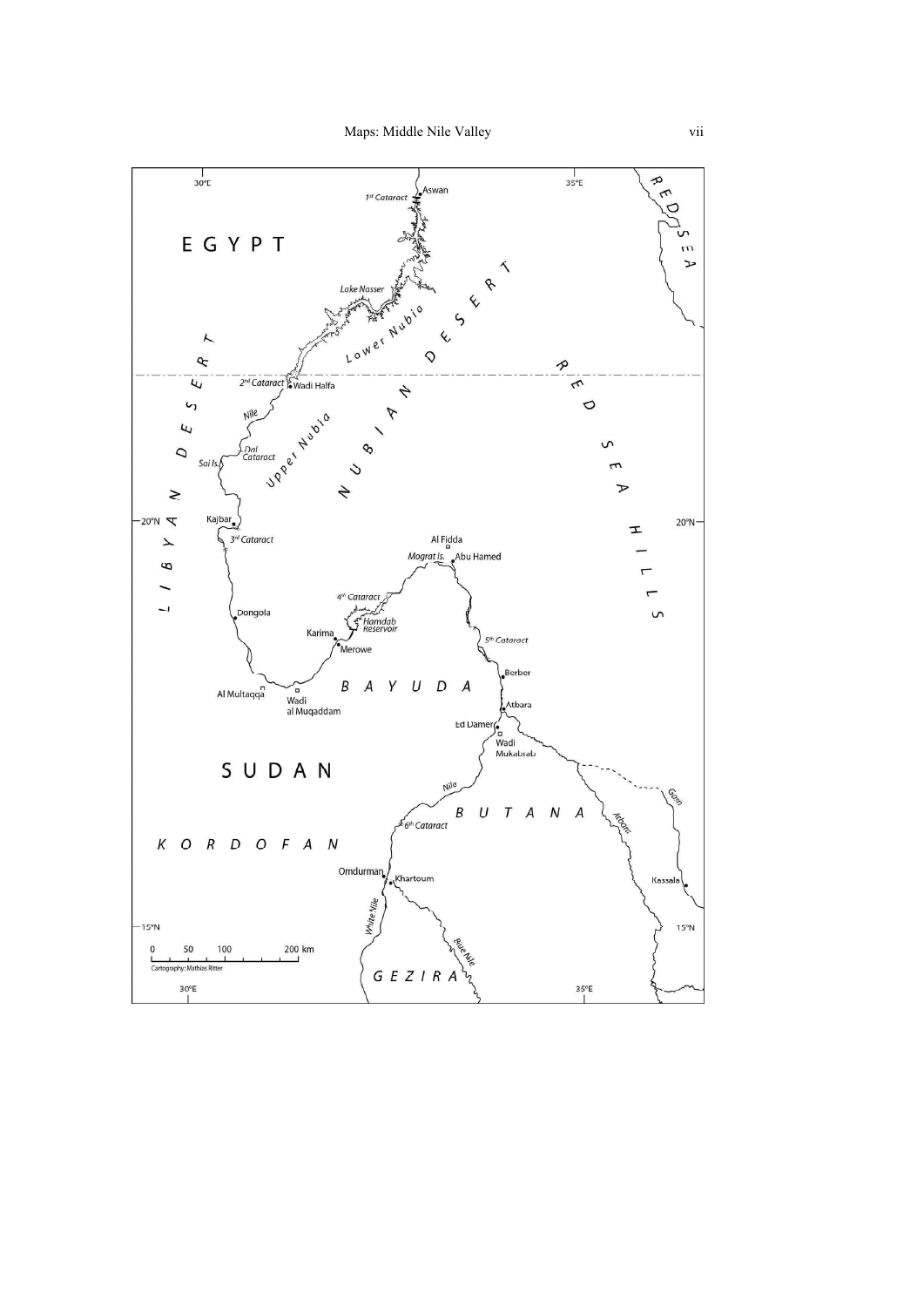# Maps: Middle Nile Valley

30°E 35°E

EGYPT

RED SEA

Aswan

1st Cataract

Lake Nasser

Lower Nubia

NUBIAN DESERT

LIBYAN DESERT

RED SEA HILLS

2nd Cataract

Wadi Halfa

Nile

Dal Cataract

Sai Is.

Upper Nubia

20°N

Kajbar

3rd Cataract

Al Fidda

Mograt Is.

Abu Hamed

4th Cataract

Hamdab Reservoir

Dongola

Karima

Merowe

5th Cataract

Berber

Al Multaqqa

Wadi al Muqaddam

BAYUDA

Atbara

Ed Damer

Wadi Mukabrab

SUDAN

Nile

BUTANA

Atbara

Gash

6th Cataract

KORDOFAN

Omdurman

Khartoum

Kassala

White Nile

Blue Nile

15°N

0 50 100 200 km

Cartography: Mathias Ritter

GEZIRA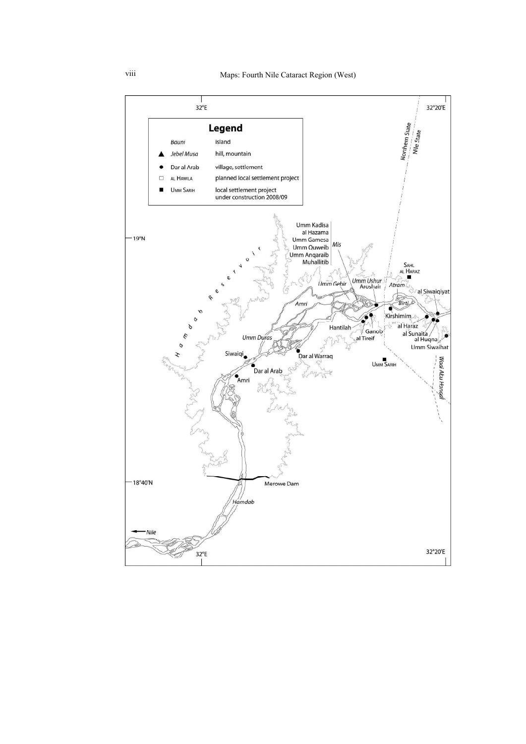# Maps: Fourth Nile Cataract Region (West)

## Legend

| | | |
|---|---|---|
| | *Bauni* | island |
| ▲ | *Jebel Musa* | hill, mountain |
| ● | Dar al Arab | village, settlement |
| □ | AL HAWILA | planned local settlement project |
| ■ | UMM SARIH | local settlement project under construction 2008/09 |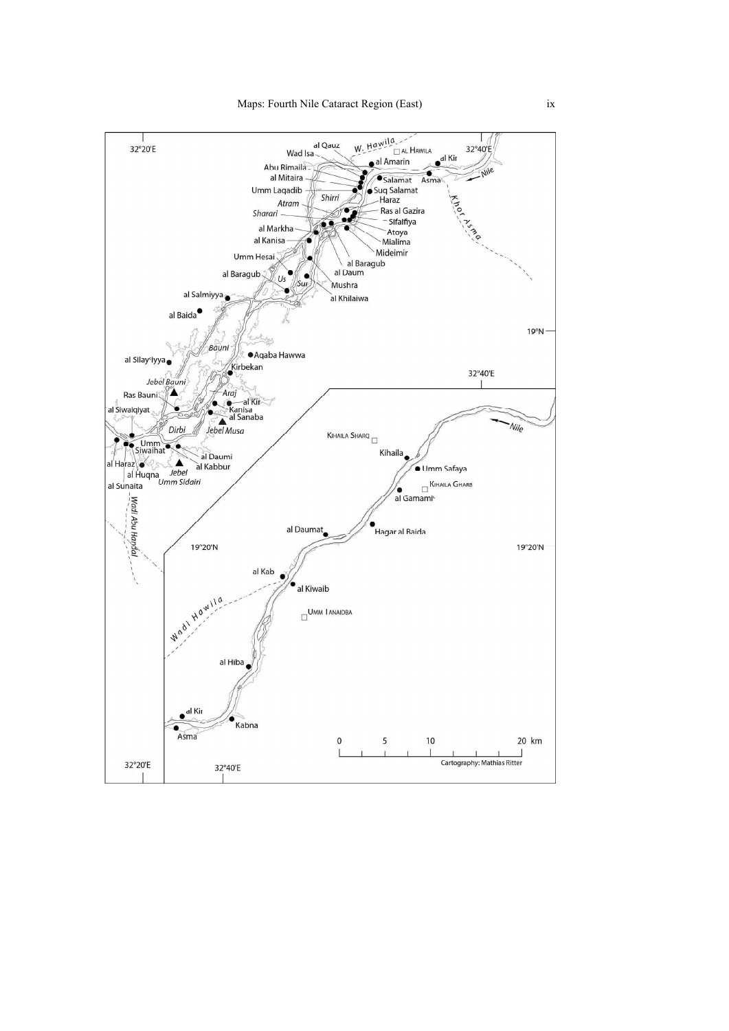# Maps: Fourth Nile Cataract Region (East)

Cartography: Mathias Ritter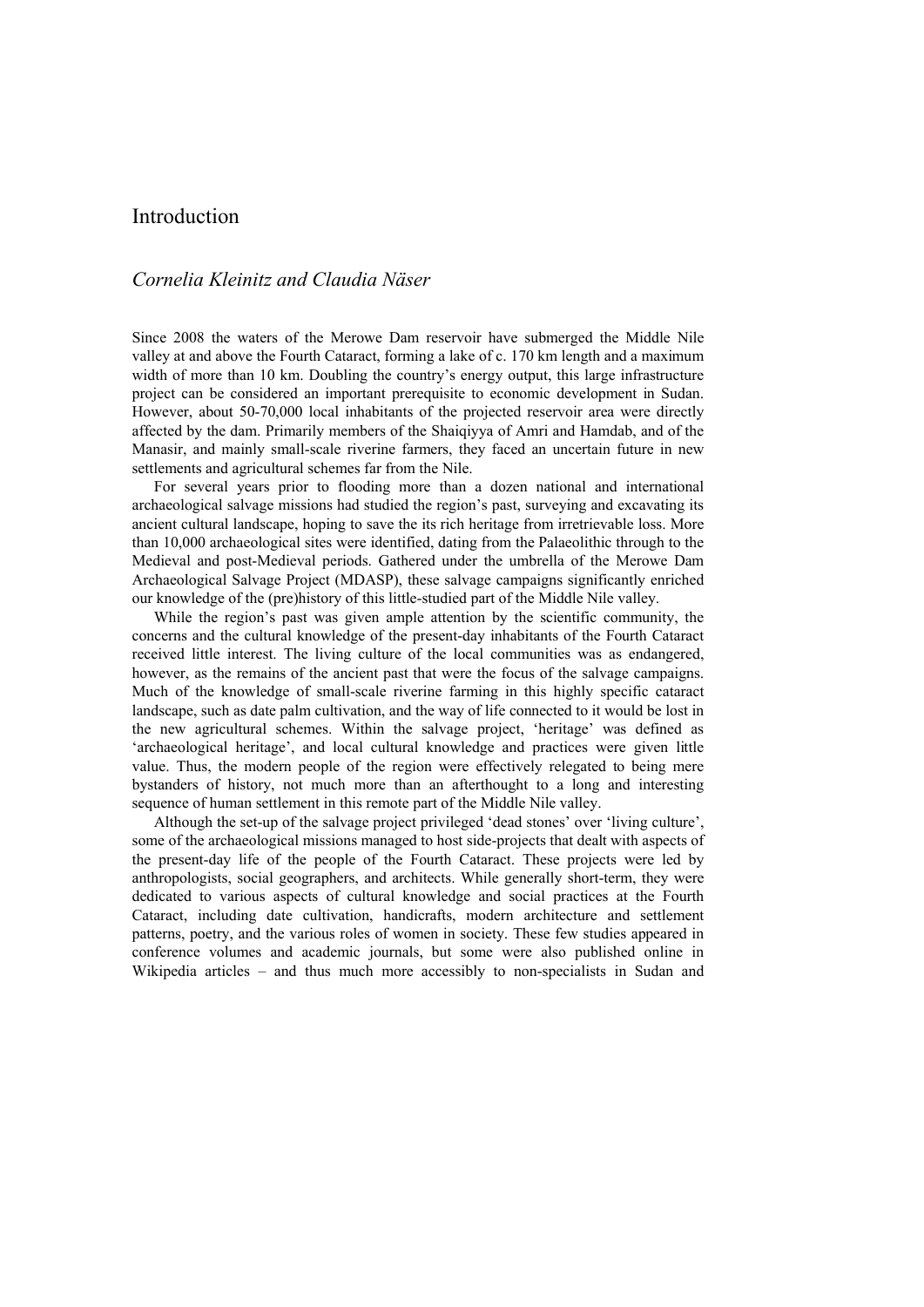# Introduction

*Cornelia Kleinitz and Claudia Näser*

Since 2008 the waters of the Merowe Dam reservoir have submerged the Middle Nile valley at and above the Fourth Cataract, forming a lake of c. 170 km length and a maximum width of more than 10 km. Doubling the country's energy output, this large infrastructure project can be considered an important prerequisite to economic development in Sudan. However, about 50-70,000 local inhabitants of the projected reservoir area were directly affected by the dam. Primarily members of the Shaiqiyya of Amri and Hamdab, and of the Manasir, and mainly small-scale riverine farmers, they faced an uncertain future in new settlements and agricultural schemes far from the Nile.

For several years prior to flooding more than a dozen national and international archaeological salvage missions had studied the region's past, surveying and excavating its ancient cultural landscape, hoping to save the its rich heritage from irretrievable loss. More than 10,000 archaeological sites were identified, dating from the Palaeolithic through to the Medieval and post-Medieval periods. Gathered under the umbrella of the Merowe Dam Archaeological Salvage Project (MDASP), these salvage campaigns significantly enriched our knowledge of the (pre)history of this little-studied part of the Middle Nile valley.

While the region's past was given ample attention by the scientific community, the concerns and the cultural knowledge of the present-day inhabitants of the Fourth Cataract received little interest. The living culture of the local communities was as endangered, however, as the remains of the ancient past that were the focus of the salvage campaigns. Much of the knowledge of small-scale riverine farming in this highly specific cataract landscape, such as date palm cultivation, and the way of life connected to it would be lost in the new agricultural schemes. Within the salvage project, 'heritage' was defined as 'archaeological heritage', and local cultural knowledge and practices were given little value. Thus, the modern people of the region were effectively relegated to being mere bystanders of history, not much more than an afterthought to a long and interesting sequence of human settlement in this remote part of the Middle Nile valley.

Although the set-up of the salvage project privileged 'dead stones' over 'living culture', some of the archaeological missions managed to host side-projects that dealt with aspects of the present-day life of the people of the Fourth Cataract. These projects were led by anthropologists, social geographers, and architects. While generally short-term, they were dedicated to various aspects of cultural knowledge and social practices at the Fourth Cataract, including date cultivation, handicrafts, modern architecture and settlement patterns, poetry, and the various roles of women in society. These few studies appeared in conference volumes and academic journals, but some were also published online in Wikipedia articles – and thus much more accessibly to non-specialists in Sudan and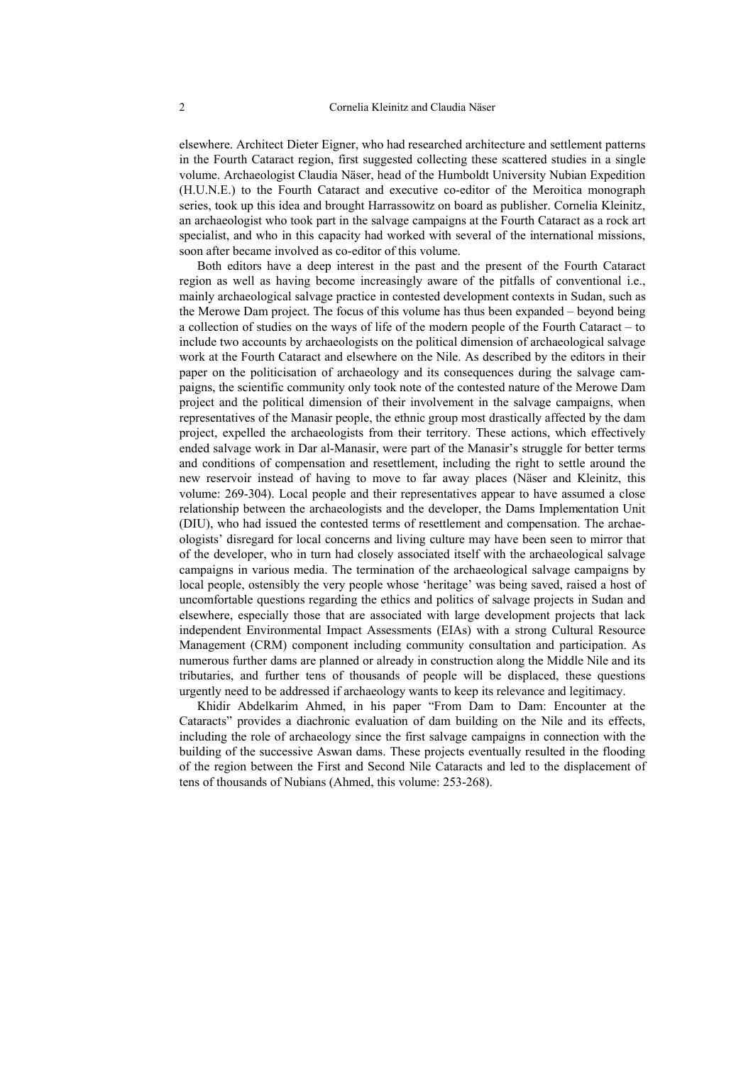elsewhere. Architect Dieter Eigner, who had researched architecture and settlement patterns in the Fourth Cataract region, first suggested collecting these scattered studies in a single volume. Archaeologist Claudia Näser, head of the Humboldt University Nubian Expedition (H.U.N.E.) to the Fourth Cataract and executive co-editor of the Meroitica monograph series, took up this idea and brought Harrassowitz on board as publisher. Cornelia Kleinitz, an archaeologist who took part in the salvage campaigns at the Fourth Cataract as a rock art specialist, and who in this capacity had worked with several of the international missions, soon after became involved as co-editor of this volume.

Both editors have a deep interest in the past and the present of the Fourth Cataract region as well as having become increasingly aware of the pitfalls of conventional i.e., mainly archaeological salvage practice in contested development contexts in Sudan, such as the Merowe Dam project. The focus of this volume has thus been expanded – beyond being a collection of studies on the ways of life of the modern people of the Fourth Cataract – to include two accounts by archaeologists on the political dimension of archaeological salvage work at the Fourth Cataract and elsewhere on the Nile. As described by the editors in their paper on the politicisation of archaeology and its consequences during the salvage campaigns, the scientific community only took note of the contested nature of the Merowe Dam project and the political dimension of their involvement in the salvage campaigns, when representatives of the Manasir people, the ethnic group most drastically affected by the dam project, expelled the archaeologists from their territory. These actions, which effectively ended salvage work in Dar al-Manasir, were part of the Manasir's struggle for better terms and conditions of compensation and resettlement, including the right to settle around the new reservoir instead of having to move to far away places (Näser and Kleinitz, this volume: 269-304). Local people and their representatives appear to have assumed a close relationship between the archaeologists and the developer, the Dams Implementation Unit (DIU), who had issued the contested terms of resettlement and compensation. The archaeologists' disregard for local concerns and living culture may have been seen to mirror that of the developer, who in turn had closely associated itself with the archaeological salvage campaigns in various media. The termination of the archaeological salvage campaigns by local people, ostensibly the very people whose 'heritage' was being saved, raised a host of uncomfortable questions regarding the ethics and politics of salvage projects in Sudan and elsewhere, especially those that are associated with large development projects that lack independent Environmental Impact Assessments (EIAs) with a strong Cultural Resource Management (CRM) component including community consultation and participation. As numerous further dams are planned or already in construction along the Middle Nile and its tributaries, and further tens of thousands of people will be displaced, these questions urgently need to be addressed if archaeology wants to keep its relevance and legitimacy.

Khidir Abdelkarim Ahmed, in his paper "From Dam to Dam: Encounter at the Cataracts" provides a diachronic evaluation of dam building on the Nile and its effects, including the role of archaeology since the first salvage campaigns in connection with the building of the successive Aswan dams. These projects eventually resulted in the flooding of the region between the First and Second Nile Cataracts and led to the displacement of tens of thousands of Nubians (Ahmed, this volume: 253-268).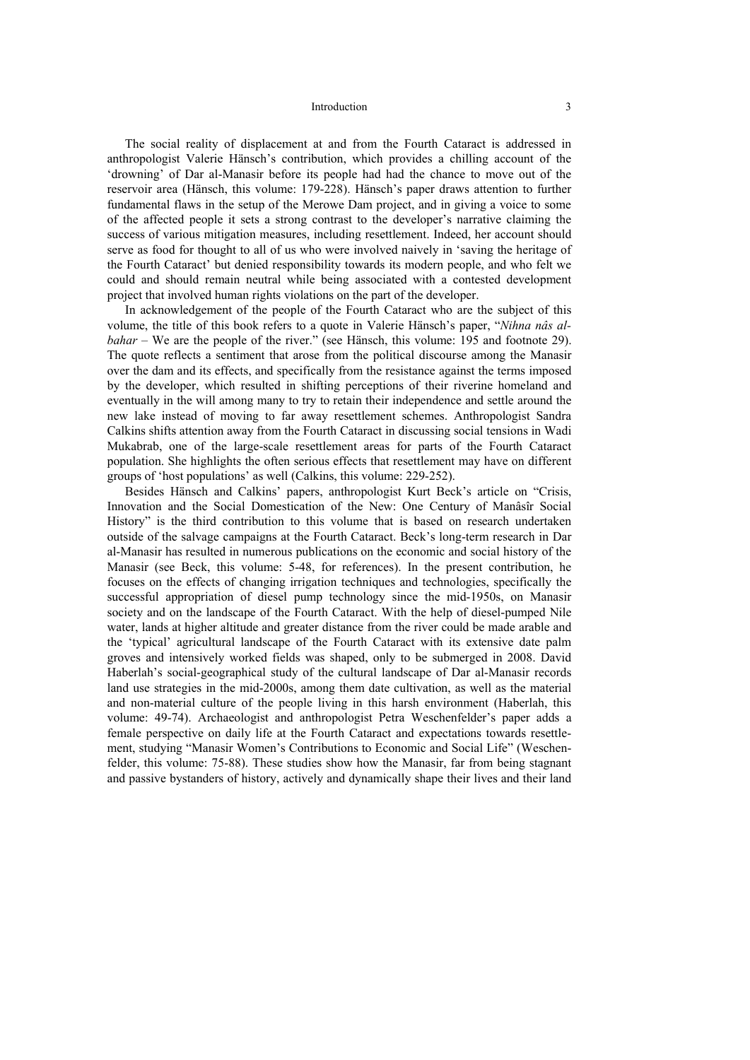The social reality of displacement at and from the Fourth Cataract is addressed in anthropologist Valerie Hänsch's contribution, which provides a chilling account of the 'drowning' of Dar al-Manasir before its people had had the chance to move out of the reservoir area (Hänsch, this volume: 179-228). Hänsch's paper draws attention to further fundamental flaws in the setup of the Merowe Dam project, and in giving a voice to some of the affected people it sets a strong contrast to the developer's narrative claiming the success of various mitigation measures, including resettlement. Indeed, her account should serve as food for thought to all of us who were involved naively in 'saving the heritage of the Fourth Cataract' but denied responsibility towards its modern people, and who felt we could and should remain neutral while being associated with a contested development project that involved human rights violations on the part of the developer.

In acknowledgement of the people of the Fourth Cataract who are the subject of this volume, the title of this book refers to a quote in Valerie Hänsch's paper, "*Nihna nâs al-bahar* – We are the people of the river." (see Hänsch, this volume: 195 and footnote 29). The quote reflects a sentiment that arose from the political discourse among the Manasir over the dam and its effects, and specifically from the resistance against the terms imposed by the developer, which resulted in shifting perceptions of their riverine homeland and eventually in the will among many to try to retain their independence and settle around the new lake instead of moving to far away resettlement schemes. Anthropologist Sandra Calkins shifts attention away from the Fourth Cataract in discussing social tensions in Wadi Mukabrab, one of the large-scale resettlement areas for parts of the Fourth Cataract population. She highlights the often serious effects that resettlement may have on different groups of 'host populations' as well (Calkins, this volume: 229-252).

Besides Hänsch and Calkins' papers, anthropologist Kurt Beck's article on "Crisis, Innovation and the Social Domestication of the New: One Century of Manâsîr Social History" is the third contribution to this volume that is based on research undertaken outside of the salvage campaigns at the Fourth Cataract. Beck's long-term research in Dar al-Manasir has resulted in numerous publications on the economic and social history of the Manasir (see Beck, this volume: 5-48, for references). In the present contribution, he focuses on the effects of changing irrigation techniques and technologies, specifically the successful appropriation of diesel pump technology since the mid-1950s, on Manasir society and on the landscape of the Fourth Cataract. With the help of diesel-pumped Nile water, lands at higher altitude and greater distance from the river could be made arable and the 'typical' agricultural landscape of the Fourth Cataract with its extensive date palm groves and intensively worked fields was shaped, only to be submerged in 2008. David Haberlah's social-geographical study of the cultural landscape of Dar al-Manasir records land use strategies in the mid-2000s, among them date cultivation, as well as the material and non-material culture of the people living in this harsh environment (Haberlah, this volume: 49-74). Archaeologist and anthropologist Petra Weschenfelder's paper adds a female perspective on daily life at the Fourth Cataract and expectations towards resettlement, studying "Manasir Women's Contributions to Economic and Social Life" (Weschenfelder, this volume: 75-88). These studies show how the Manasir, far from being stagnant and passive bystanders of history, actively and dynamically shape their lives and their land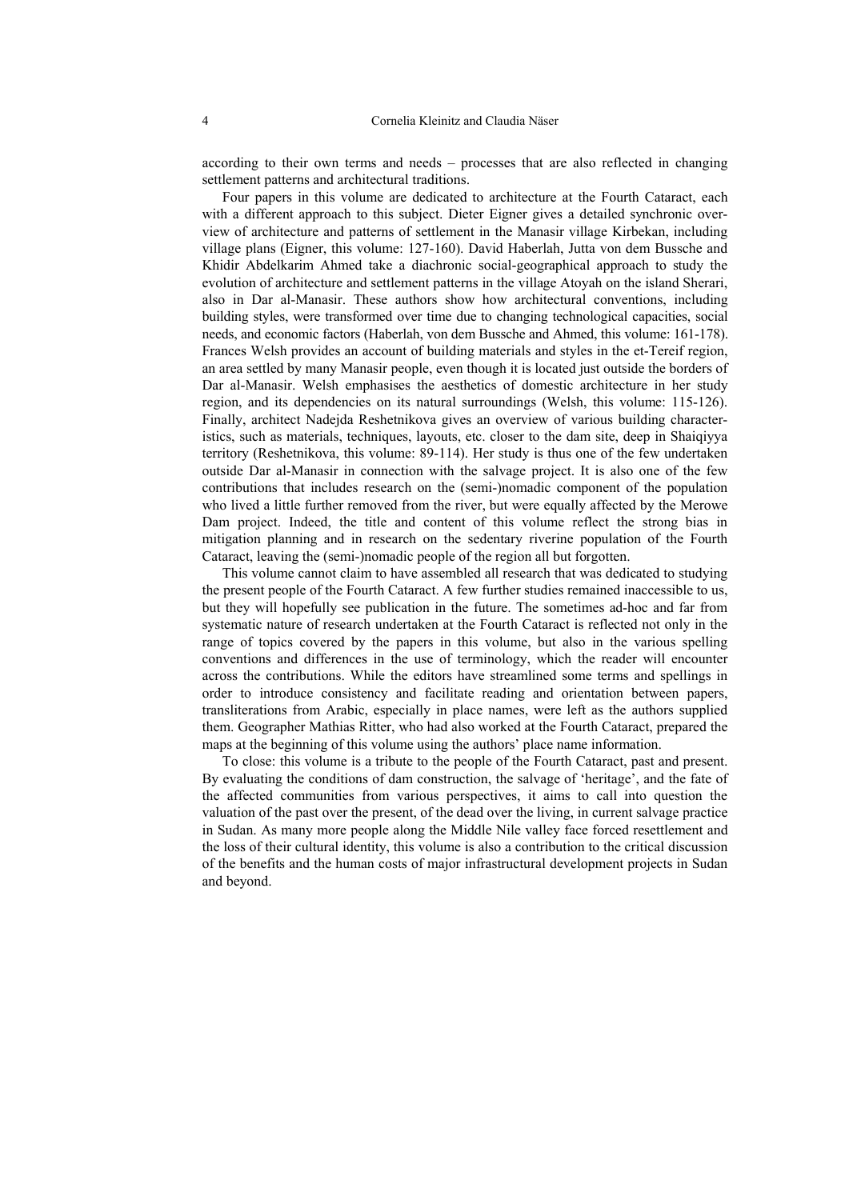according to their own terms and needs – processes that are also reflected in changing settlement patterns and architectural traditions.

Four papers in this volume are dedicated to architecture at the Fourth Cataract, each with a different approach to this subject. Dieter Eigner gives a detailed synchronic overview of architecture and patterns of settlement in the Manasir village Kirbekan, including village plans (Eigner, this volume: 127-160). David Haberlah, Jutta von dem Bussche and Khidir Abdelkarim Ahmed take a diachronic social-geographical approach to study the evolution of architecture and settlement patterns in the village Atoyah on the island Sherari, also in Dar al-Manasir. These authors show how architectural conventions, including building styles, were transformed over time due to changing technological capacities, social needs, and economic factors (Haberlah, von dem Bussche and Ahmed, this volume: 161-178). Frances Welsh provides an account of building materials and styles in the et-Tereif region, an area settled by many Manasir people, even though it is located just outside the borders of Dar al-Manasir. Welsh emphasises the aesthetics of domestic architecture in her study region, and its dependencies on its natural surroundings (Welsh, this volume: 115-126). Finally, architect Nadejda Reshetnikova gives an overview of various building characteristics, such as materials, techniques, layouts, etc. closer to the dam site, deep in Shaiqiyya territory (Reshetnikova, this volume: 89-114). Her study is thus one of the few undertaken outside Dar al-Manasir in connection with the salvage project. It is also one of the few contributions that includes research on the (semi-)nomadic component of the population who lived a little further removed from the river, but were equally affected by the Merowe Dam project. Indeed, the title and content of this volume reflect the strong bias in mitigation planning and in research on the sedentary riverine population of the Fourth Cataract, leaving the (semi-)nomadic people of the region all but forgotten.

This volume cannot claim to have assembled all research that was dedicated to studying the present people of the Fourth Cataract. A few further studies remained inaccessible to us, but they will hopefully see publication in the future. The sometimes ad-hoc and far from systematic nature of research undertaken at the Fourth Cataract is reflected not only in the range of topics covered by the papers in this volume, but also in the various spelling conventions and differences in the use of terminology, which the reader will encounter across the contributions. While the editors have streamlined some terms and spellings in order to introduce consistency and facilitate reading and orientation between papers, transliterations from Arabic, especially in place names, were left as the authors supplied them. Geographer Mathias Ritter, who had also worked at the Fourth Cataract, prepared the maps at the beginning of this volume using the authors' place name information.

To close: this volume is a tribute to the people of the Fourth Cataract, past and present. By evaluating the conditions of dam construction, the salvage of 'heritage', and the fate of the affected communities from various perspectives, it aims to call into question the valuation of the past over the present, of the dead over the living, in current salvage practice in Sudan. As many more people along the Middle Nile valley face forced resettlement and the loss of their cultural identity, this volume is also a contribution to the critical discussion of the benefits and the human costs of major infrastructural development projects in Sudan and beyond.